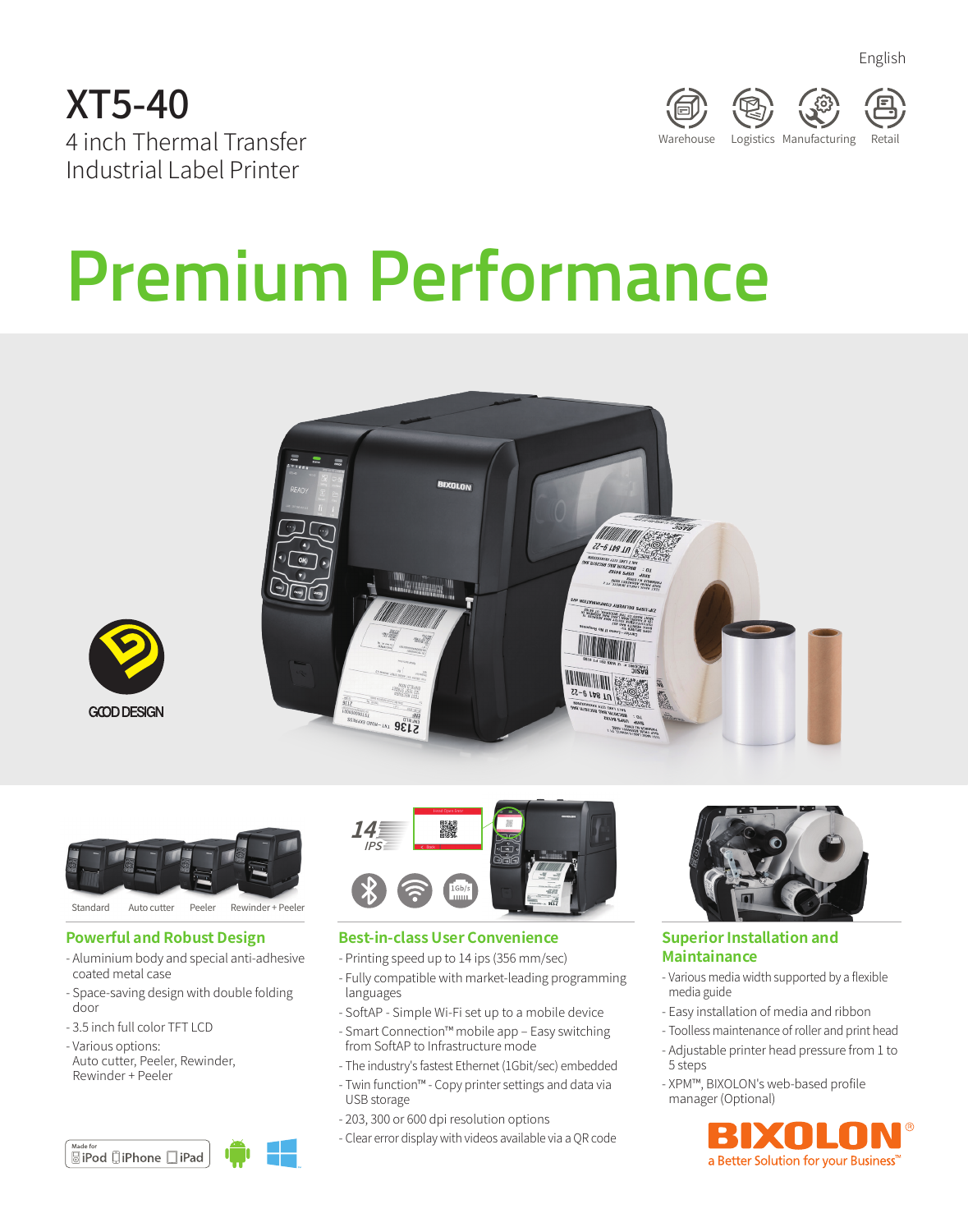English

# XT5-40

4 inch Thermal Transfer
Industrial Label Printer

Warehouse Logistics Manufacturing Retail

# Premium Performance

GOOD DESIGN

Standard Auto cutter Peeler Rewinder + Peeler

## Powerful and Robust Design

- Aluminium body and special anti-adhesive coated metal case
- Space-saving design with double folding door
- 3.5 inch full color TFT LCD
- Various options:
  Auto cutter, Peeler, Rewinder, Rewinder + Peeler

14 IPS

## Best-in-class User Convenience

- Printing speed up to 14 ips (356 mm/sec)
- Fully compatible with market-leading programming languages
- SoftAP - Simple Wi-Fi set up to a mobile device
- Smart Connection™ mobile app – Easy switching from SoftAP to Infrastructure mode
- The industry's fastest Ethernet (1Gbit/sec) embedded
- Twin function™ - Copy printer settings and data via USB storage
- 203, 300 or 600 dpi resolution options
- Clear error display with videos available via a QR code

## Superior Installation and Maintainance

- Various media width supported by a flexible media guide
- Easy installation of media and ribbon
- Toolless maintenance of roller and print head
- Adjustable printer head pressure from 1 to 5 steps
- XPM™, BIXOLON's web-based profile manager (Optional)

Made for iPod iPhone iPad

BIXOLON®
a Better Solution for your Business™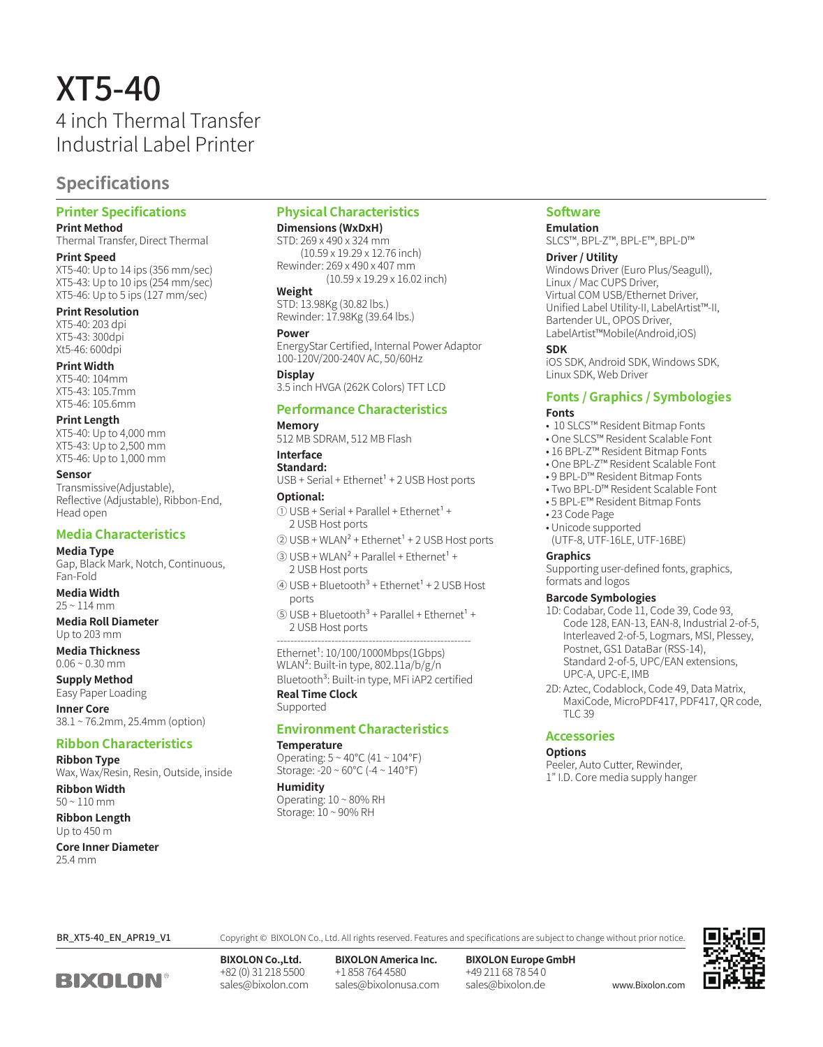# XT5-40

4 inch Thermal Transfer Industrial Label Printer

## Specifications

### Printer Specifications

**Print Method**
Thermal Transfer, Direct Thermal

**Print Speed**
XT5-40: Up to 14 ips (356 mm/sec)
XT5-43: Up to 10 ips (254 mm/sec)
XT5-46: Up to 5 ips (127 mm/sec)

**Print Resolution**
XT5-40: 203 dpi
XT5-43: 300dpi
Xt5-46: 600dpi

**Print Width**
XT5-40: 104mm
XT5-43: 105.7mm
XT5-46: 105.6mm

**Print Length**
XT5-40: Up to 4,000 mm
XT5-43: Up to 2,500 mm
XT5-46: Up to 1,000 mm

**Sensor**
Transmissive(Adjustable), Reflective (Adjustable), Ribbon-End, Head open

### Media Characteristics

**Media Type**
Gap, Black Mark, Notch, Continuous, Fan-Fold

**Media Width**
25 ~ 114 mm

**Media Roll Diameter**
Up to 203 mm

**Media Thickness**
0.06 ~ 0.30 mm

**Supply Method**
Easy Paper Loading

**Inner Core**
38.1 ~ 76.2mm, 25.4mm (option)

### Ribbon Characteristics

**Ribbon Type**
Wax, Wax/Resin, Resin, Outside, inside

**Ribbon Width**
50 ~ 110 mm

**Ribbon Length**
Up to 450 m

**Core Inner Diameter**
25.4 mm

### Physical Characteristics

**Dimensions (WxDxH)**
STD: 269 x 490 x 324 mm
(10.59 x 19.29 x 12.76 inch)
Rewinder: 269 x 490 x 407 mm
(10.59 x 19.29 x 16.02 inch)

**Weight**
STD: 13.98Kg (30.82 lbs.)
Rewinder: 17.98Kg (39.64 lbs.)

**Power**
EnergyStar Certified, Internal Power Adaptor
100-120V/200-240V AC, 50/60Hz

**Display**
3.5 inch HVGA (262K Colors) TFT LCD

### Performance Characteristics

**Memory**
512 MB SDRAM, 512 MB Flash

**Interface**
**Standard:**
USB + Serial + Ethernet[1] + 2 USB Host ports

**Optional:**
① USB + Serial + Parallel + Ethernet[1] + 2 USB Host ports
② USB + WLAN[2] + Ethernet[1] + 2 USB Host ports
③ USB + WLAN[2] + Parallel + Ethernet[1] + 2 USB Host ports
④ USB + Bluetooth[3] + Ethernet[1] + 2 USB Host ports
⑤ USB + Bluetooth[3] + Parallel + Ethernet[1] + 2 USB Host ports

---

Ethernet[1]: 10/100/1000Mbps(1Gbps)
WLAN[2]: Built-in type, 802.11a/b/g/n
Bluetooth[3]: Built-in type, MFi iAP2 certified

**Real Time Clock**
Supported

### Environment Characteristics

**Temperature**
Operating: 5 ~ 40°C (41 ~ 104°F)
Storage: -20 ~ 60°C (-4 ~ 140°F)

**Humidity**
Operating: 10 ~ 80% RH
Storage: 10 ~ 90% RH

### Software

**Emulation**
SLCS™, BPL-Z™, BPL-E™, BPL-D™

**Driver / Utility**
Windows Driver (Euro Plus/Seagull), Linux / Mac CUPS Driver, Virtual COM USB/Ethernet Driver, Unified Label Utility-II, LabelArtist™-II, Bartender UL, OPOS Driver, LabelArtist™Mobile(Android,iOS)

**SDK**
iOS SDK, Android SDK, Windows SDK, Linux SDK, Web Driver

### Fonts / Graphics / Symbologies

**Fonts**
- 10 SLCS™ Resident Bitmap Fonts
- One SLCS™ Resident Scalable Font
- 16 BPL-Z™ Resident Bitmap Fonts
- One BPL-Z™ Resident Scalable Font
- 9 BPL-D™ Resident Bitmap Fonts
- Two BPL-D™ Resident Scalable Font
- 5 BPL-E™ Resident Bitmap Fonts
- 23 Code Page
- Unicode supported (UTF-8, UTF-16LE, UTF-16BE)

**Graphics**
Supporting user-defined fonts, graphics, formats and logos

**Barcode Symbologies**
1D: Codabar, Code 11, Code 39, Code 93, Code 128, EAN-13, EAN-8, Industrial 2-of-5, Interleaved 2-of-5, Logmars, MSI, Plessey, Postnet, GS1 DataBar (RSS-14), Standard 2-of-5, UPC/EAN extensions, UPC-A, UPC-E, IMB
2D: Aztec, Codablock, Code 49, Data Matrix, MaxiCode, MicroPDF417, PDF417, QR code, TLC 39

### Accessories

**Options**
Peeler, Auto Cutter, Rewinder, 1" I.D. Core media supply hanger

BR_XT5-40_EN_APR19_V1

Copyright © BIXOLON Co., Ltd. All rights reserved. Features and specifications are subject to change without prior notice.

BIXOLON®

**BIXOLON Co.,Ltd.**
+82 (0) 31 218 5500
sales@bixolon.com

**BIXOLON America Inc.**
+1 858 764 4580
sales@bixolonusa.com

**BIXOLON Europe GmbH**
+49 211 68 78 54 0
sales@bixolon.de

www.Bixolon.com